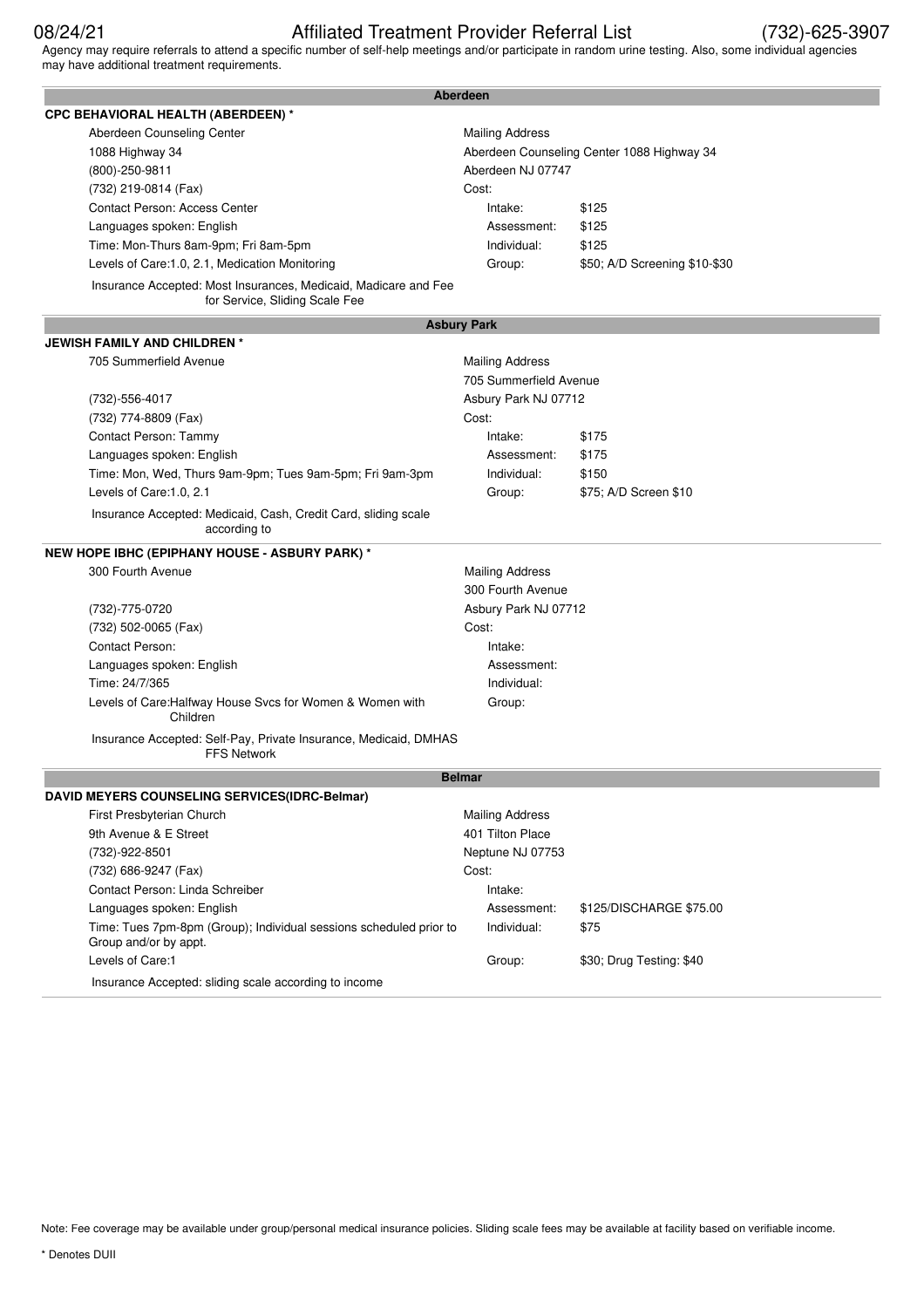08/24/21 Affiliated Treatment Provider Referral List (732)-625-3907

Agency may require referrals to attend a specific number of self-help meetings and/or participate in random urine testing. Also, some individual agencies may have additional treatment requirements.

## Aberdeen

### CPC BEHAVIORAL HEALTH (ABERDEEN) *

| | |
|---|---|
| Aberdeen Counseling Center | Mailing Address |
| 1088 Highway 34 | Aberdeen Counseling Center 1088 Highway 34 |
| (800)-250-9811 | Aberdeen NJ 07747 |
| (732) 219-0814 (Fax) | Cost: |
| Contact Person: Access Center | Intake: $125 |
| Languages spoken: English | Assessment: $125 |
| Time: Mon-Thurs 8am-9pm; Fri 8am-5pm | Individual: $125 |
| Levels of Care:1.0, 2.1, Medication Monitoring | Group: $50; A/D Screening $10-$30 |

Insurance Accepted: Most Insurances, Medicaid, Madicare and Fee for Service, Sliding Scale Fee

## Asbury Park

### JEWISH FAMILY AND CHILDREN *

| | |
|---|---|
| 705 Summerfield Avenue | Mailing Address |
| | 705 Summerfield Avenue |
| (732)-556-4017 | Asbury Park NJ 07712 |
| (732) 774-8809 (Fax) | Cost: |
| Contact Person: Tammy | Intake: $175 |
| Languages spoken: English | Assessment: $175 |
| Time: Mon, Wed, Thurs 9am-9pm; Tues 9am-5pm; Fri 9am-3pm | Individual: $150 |
| Levels of Care:1.0, 2.1 | Group: $75; A/D Screen $10 |

Insurance Accepted: Medicaid, Cash, Credit Card, sliding scale according to

### NEW HOPE IBHC (EPIPHANY HOUSE - ASBURY PARK) *

| | |
|---|---|
| 300 Fourth Avenue | Mailing Address |
| | 300 Fourth Avenue |
| (732)-775-0720 | Asbury Park NJ 07712 |
| (732) 502-0065 (Fax) | Cost: |
| Contact Person: | Intake: |
| Languages spoken: English | Assessment: |
| Time: 24/7/365 | Individual: |
| Levels of Care:Halfway House Svcs for Women & Women with Children | Group: |

Insurance Accepted: Self-Pay, Private Insurance, Medicaid, DMHAS FFS Network

## Belmar

### DAVID MEYERS COUNSELING SERVICES(IDRC-Belmar)

| | |
|---|---|
| First Presbyterian Church | Mailing Address |
| 9th Avenue & E Street | 401 Tilton Place |
| (732)-922-8501 | Neptune NJ 07753 |
| (732) 686-9247 (Fax) | Cost: |
| Contact Person: Linda Schreiber | Intake: |
| Languages spoken: English | Assessment: $125/DISCHARGE $75.00 |
| Time: Tues 7pm-8pm (Group); Individual sessions scheduled prior to Group and/or by appt. | Individual: $75 |
| Levels of Care:1 | Group: $30; Drug Testing: $40 |

Insurance Accepted: sliding scale according to income

Note: Fee coverage may be available under group/personal medical insurance policies. Sliding scale fees may be available at facility based on verifiable income.

\* Denotes DUII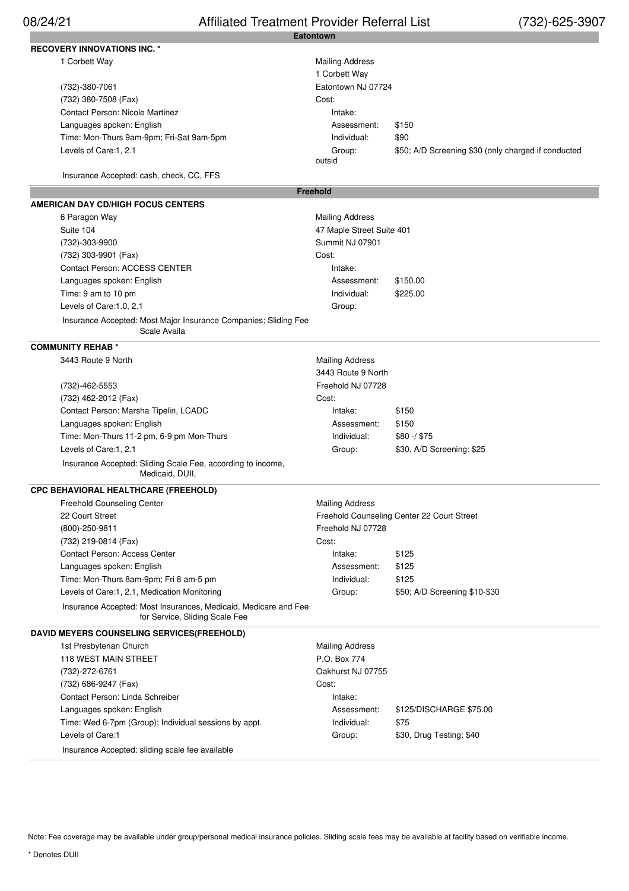## Eatontown

### RECOVERY INNOVATIONS INC. *

1 Corbett Way

(732)-380-7061
(732) 380-7508 (Fax)
Contact Person: Nicole Martinez
Languages spoken: English
Time: Mon-Thurs 9am-9pm; Fri-Sat 9am-5pm
Levels of Care:1, 2.1

Insurance Accepted: cash, check, CC, FFS

Mailing Address
1 Corbett Way
Eatontown NJ 07724

Cost:

| | |
|---|---|
| Intake: | |
| Assessment: | $150 |
| Individual: | $90 |
| Group: | $50; A/D Screening $30 (only charged if conducted outsid |

## Freehold

### AMERICAN DAY CD/HIGH FOCUS CENTERS

6 Paragon Way
Suite 104
(732)-303-9900
(732) 303-9901 (Fax)
Contact Person: ACCESS CENTER
Languages spoken: English
Time: 9 am to 10 pm
Levels of Care:1.0, 2.1

Insurance Accepted: Most Major Insurance Companies; Sliding Fee Scale Availa

Mailing Address
47 Maple Street Suite 401
Summit NJ 07901

Cost:

| | |
|---|---|
| Intake: | |
| Assessment: | $150.00 |
| Individual: | $225.00 |
| Group: | |

### COMMUNITY REHAB *

3443 Route 9 North

(732)-462-5553
(732) 462-2012 (Fax)
Contact Person: Marsha Tipelin, LCADC
Languages spoken: English
Time: Mon-Thurs 11-2 pm, 6-9 pm Mon-Thurs
Levels of Care:1, 2.1

Insurance Accepted: Sliding Scale Fee, according to income, Medicaid, DUII,

Mailing Address
3443 Route 9 North
Freehold NJ 07728

Cost:

| | |
|---|---|
| Intake: | $150 |
| Assessment: | $150 |
| Individual: | $80 -/ $75 |
| Group: | $30, A/D Screening: $25 |

### CPC BEHAVIORAL HEALTHCARE (FREEHOLD)

Freehold Counseling Center
22 Court Street
(800)-250-9811
(732) 219-0814 (Fax)
Contact Person: Access Center
Languages spoken: English
Time: Mon-Thurs 8am-9pm; Fri 8 am-5 pm
Levels of Care:1, 2.1, Medication Monitoring

Insurance Accepted: Most Insurances, Medicaid, Medicare and Fee for Service, Sliding Scale Fee

Mailing Address
Freehold Counseling Center 22 Court Street
Freehold NJ 07728

Cost:

| | |
|---|---|
| Intake: | $125 |
| Assessment: | $125 |
| Individual: | $125 |
| Group: | $50; A/D Screening $10-$30 |

### DAVID MEYERS COUNSELING SERVICES(FREEHOLD)

1st Presbyterian Church
118 WEST MAIN STREET
(732)-272-6761
(732) 686-9247 (Fax)
Contact Person: Linda Schreiber
Languages spoken: English
Time: Wed 6-7pm (Group); Individual sessions by appt.
Levels of Care:1

Insurance Accepted: sliding scale fee available

Mailing Address
P.O. Box 774
Oakhurst NJ 07755

Cost:

| | |
|---|---|
| Intake: | |
| Assessment: | $125/DISCHARGE $75.00 |
| Individual: | $75 |
| Group: | $30, Drug Testing: $40 |

Note: Fee coverage may be available under group/personal medical insurance policies. Sliding scale fees may be available at facility based on verifiable income.

\* Denotes DUII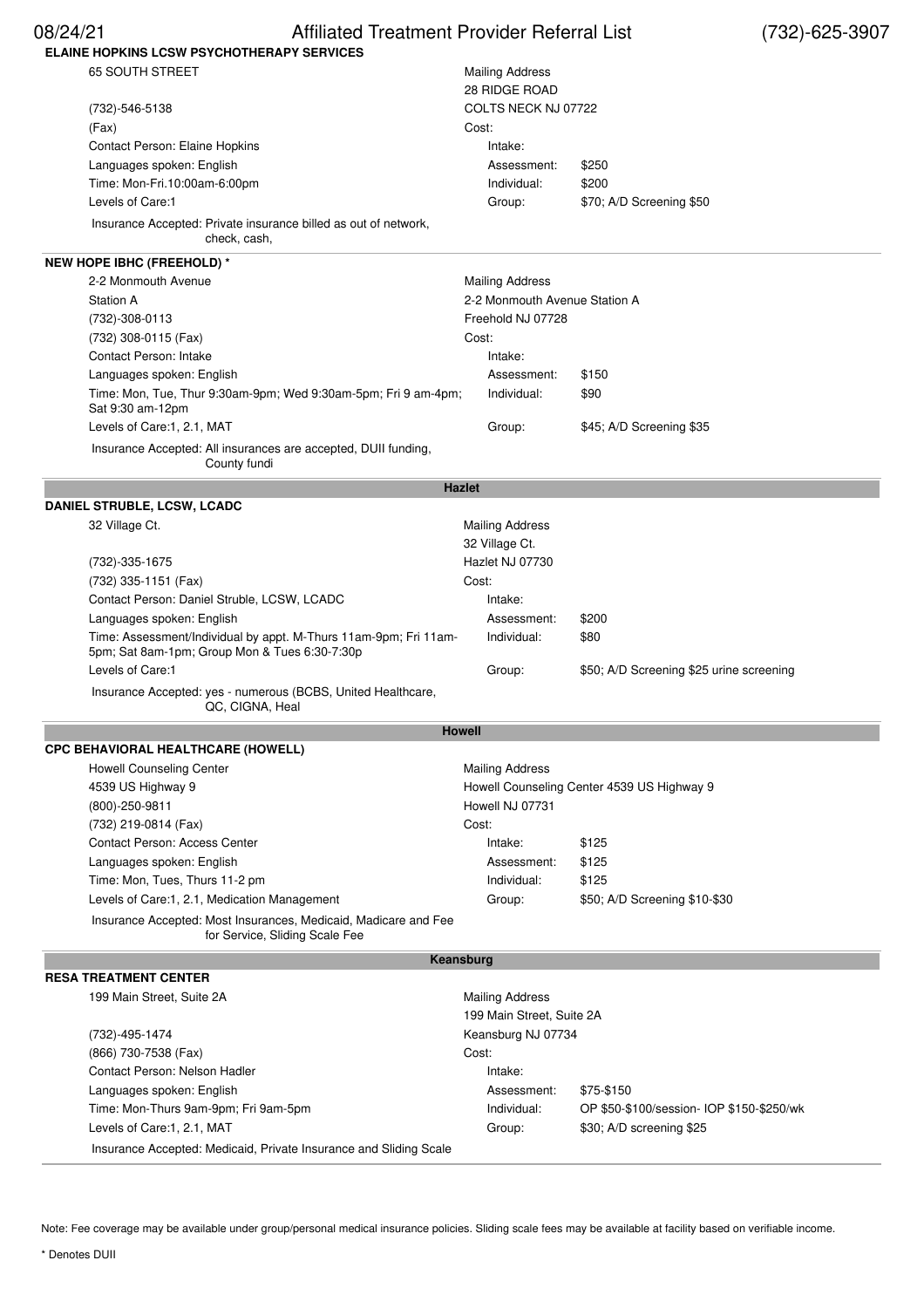## ELAINE HOPKINS LCSW PSYCHOTHERAPY SERVICES

65 SOUTH STREET

(732)-546-5138

(Fax)

Contact Person: Elaine Hopkins

Languages spoken: English

Time: Mon-Fri.10:00am-6:00pm

Levels of Care:1

Insurance Accepted: Private insurance billed as out of network, check, cash,

Mailing Address
28 RIDGE ROAD
COLTS NECK NJ 07722

Cost:

| | |
|---|---|
| Intake: | |
| Assessment: | $250 |
| Individual: | $200 |
| Group: | $70; A/D Screening $50 |

## NEW HOPE IBHC (FREEHOLD) *

2-2 Monmouth Avenue
Station A

(732)-308-0113

(732) 308-0115 (Fax)

Contact Person: Intake

Languages spoken: English

Time: Mon, Tue, Thur 9:30am-9pm; Wed 9:30am-5pm; Fri 9 am-4pm; Sat 9:30 am-12pm

Levels of Care:1, 2.1, MAT

Insurance Accepted: All insurances are accepted, DUII funding, County fundi

Mailing Address
2-2 Monmouth Avenue Station A
Freehold NJ 07728

Cost:

| | |
|---|---|
| Intake: | |
| Assessment: | $150 |
| Individual: | $90 |
| Group: | $45; A/D Screening $35 |

# Hazlet

## DANIEL STRUBLE, LCSW, LCADC

32 Village Ct.

(732)-335-1675

(732) 335-1151 (Fax)

Contact Person: Daniel Struble, LCSW, LCADC

Languages spoken: English

Time: Assessment/Individual by appt. M-Thurs 11am-9pm; Fri 11am-5pm; Sat 8am-1pm; Group Mon & Tues 6:30-7:30p

Levels of Care:1

Insurance Accepted: yes - numerous (BCBS, United Healthcare, QC, CIGNA, Heal

Mailing Address
32 Village Ct.
Hazlet NJ 07730

Cost:

| | |
|---|---|
| Intake: | |
| Assessment: | $200 |
| Individual: | $80 |
| Group: | $50; A/D Screening $25 urine screening |

# Howell

## CPC BEHAVIORAL HEALTHCARE (HOWELL)

Howell Counseling Center
4539 US Highway 9

(800)-250-9811

(732) 219-0814 (Fax)

Contact Person: Access Center

Languages spoken: English

Time: Mon, Tues, Thurs 11-2 pm

Levels of Care:1, 2.1, Medication Management

Insurance Accepted: Most Insurances, Medicaid, Madicare and Fee for Service, Sliding Scale Fee

Mailing Address
Howell Counseling Center 4539 US Highway 9
Howell NJ 07731

Cost:

| | |
|---|---|
| Intake: | $125 |
| Assessment: | $125 |
| Individual: | $125 |
| Group: | $50; A/D Screening $10-$30 |

# Keansburg

## RESA TREATMENT CENTER

199 Main Street, Suite 2A

(732)-495-1474

(866) 730-7538 (Fax)

Contact Person: Nelson Hadler

Languages spoken: English

Time: Mon-Thurs 9am-9pm; Fri 9am-5pm

Levels of Care:1, 2.1, MAT

Insurance Accepted: Medicaid, Private Insurance and Sliding Scale

Mailing Address
199 Main Street, Suite 2A
Keansburg NJ 07734

Cost:

| | |
|---|---|
| Intake: | |
| Assessment: | $75-$150 |
| Individual: | OP $50-$100/session- IOP $150-$250/wk |
| Group: | $30; A/D screening $25 |

Note: Fee coverage may be available under group/personal medical insurance policies. Sliding scale fees may be available at facility based on verifiable income.

* Denotes DUII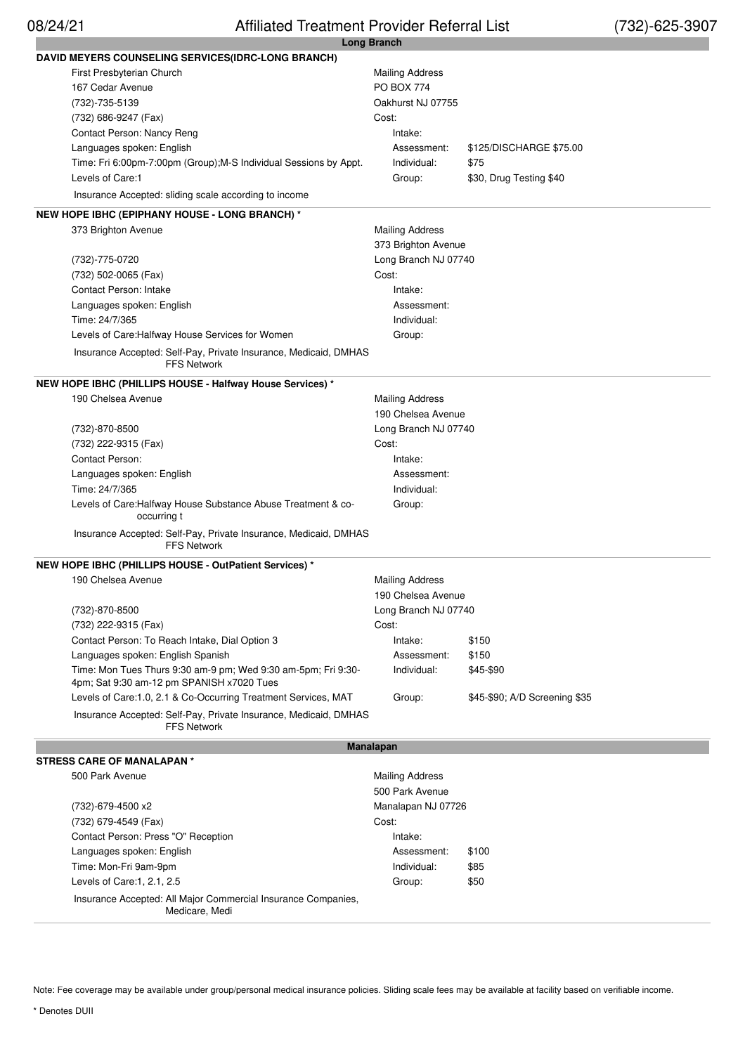## Long Branch

### DAVID MEYERS COUNSELING SERVICES(IDRC-LONG BRANCH)

First Presbyterian Church
167 Cedar Avenue
(732)-735-5139
(732) 686-9247 (Fax)
Contact Person: Nancy Reng
Languages spoken: English
Time: Fri 6:00pm-7:00pm (Group);M-S Individual Sessions by Appt.
Levels of Care:1
Insurance Accepted: sliding scale according to income

Mailing Address
PO BOX 774
Oakhurst NJ 07755

Cost:

| | |
|---|---|
| Intake: | |
| Assessment: | $125/DISCHARGE $75.00 |
| Individual: | $75 |
| Group: | $30, Drug Testing $40 |

### NEW HOPE IBHC (EPIPHANY HOUSE - LONG BRANCH) *

373 Brighton Avenue
(732)-775-0720
(732) 502-0065 (Fax)
Contact Person: Intake
Languages spoken: English
Time: 24/7/365
Levels of Care:Halfway House Services for Women
Insurance Accepted: Self-Pay, Private Insurance, Medicaid, DMHAS FFS Network

Mailing Address
373 Brighton Avenue
Long Branch NJ 07740

Cost:

| | |
|---|---|
| Intake: | |
| Assessment: | |
| Individual: | |
| Group: | |

### NEW HOPE IBHC (PHILLIPS HOUSE - Halfway House Services) *

190 Chelsea Avenue
(732)-870-8500
(732) 222-9315 (Fax)
Contact Person:
Languages spoken: English
Time: 24/7/365
Levels of Care:Halfway House Substance Abuse Treatment & co-occurring t
Insurance Accepted: Self-Pay, Private Insurance, Medicaid, DMHAS FFS Network

Mailing Address
190 Chelsea Avenue
Long Branch NJ 07740

Cost:

| | |
|---|---|
| Intake: | |
| Assessment: | |
| Individual: | |
| Group: | |

### NEW HOPE IBHC (PHILLIPS HOUSE - OutPatient Services) *

190 Chelsea Avenue
(732)-870-8500
(732) 222-9315 (Fax)
Contact Person: To Reach Intake, Dial Option 3
Languages spoken: English Spanish
Time: Mon Tues Thurs 9:30 am-9 pm; Wed 9:30 am-5pm; Fri 9:30-4pm; Sat 9:30 am-12 pm SPANISH x7020 Tues
Levels of Care:1.0, 2.1 & Co-Occurring Treatment Services, MAT
Insurance Accepted: Self-Pay, Private Insurance, Medicaid, DMHAS FFS Network

Mailing Address
190 Chelsea Avenue
Long Branch NJ 07740

Cost:

| | |
|---|---|
| Intake: | $150 |
| Assessment: | $150 |
| Individual: | $45-$90 |
| Group: | $45-$90; A/D Screening $35 |

## Manalapan

### STRESS CARE OF MANALAPAN *

500 Park Avenue
(732)-679-4500 x2
(732) 679-4549 (Fax)
Contact Person: Press "O" Reception
Languages spoken: English
Time: Mon-Fri 9am-9pm
Levels of Care:1, 2.1, 2.5
Insurance Accepted: All Major Commercial Insurance Companies, Medicare, Medi

Mailing Address
500 Park Avenue
Manalapan NJ 07726

Cost:

| | |
|---|---|
| Intake: | |
| Assessment: | $100 |
| Individual: | $85 |
| Group: | $50 |

Note: Fee coverage may be available under group/personal medical insurance policies. Sliding scale fees may be available at facility based on verifiable income.

\* Denotes DUII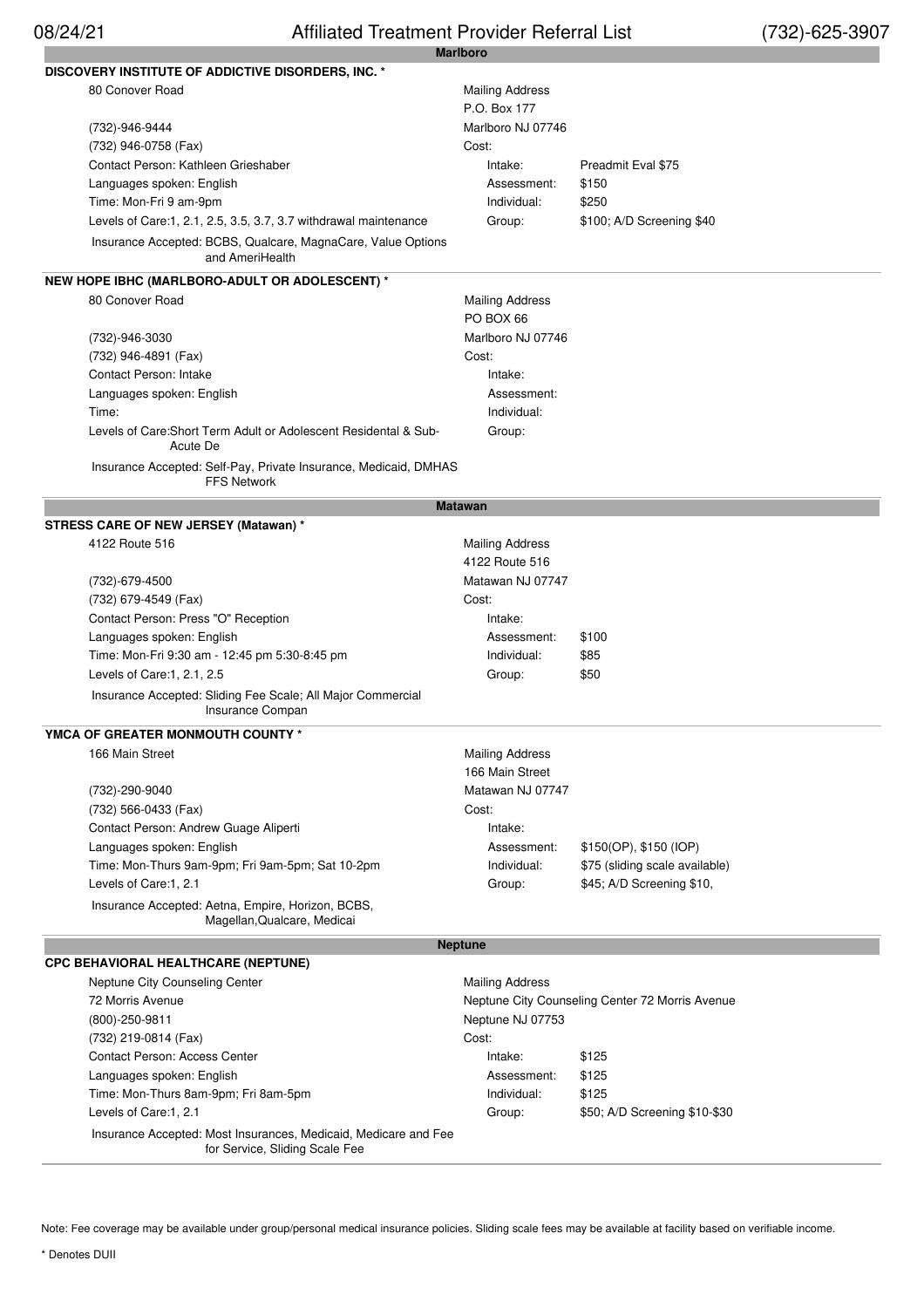## Marlboro

### DISCOVERY INSTITUTE OF ADDICTIVE DISORDERS, INC. *

80 Conover Road

(732)-946-9444
(732) 946-0758 (Fax)
Contact Person: Kathleen Grieshaber
Languages spoken: English
Time: Mon-Fri 9 am-9pm
Levels of Care:1, 2.1, 2.5, 3.5, 3.7, 3.7 withdrawal maintenance
Insurance Accepted: BCBS, Qualcare, MagnaCare, Value Options and AmeriHealth

Mailing Address
P.O. Box 177
Marlboro NJ 07746

Cost:

| | |
|---|---|
| Intake: | Preadmit Eval $75 |
| Assessment: | $150 |
| Individual: | $250 |
| Group: | $100; A/D Screening $40 |

### NEW HOPE IBHC (MARLBORO-ADULT OR ADOLESCENT) *

80 Conover Road

(732)-946-3030
(732) 946-4891 (Fax)
Contact Person: Intake
Languages spoken: English
Time:
Levels of Care:Short Term Adult or Adolescent Residental & Sub-Acute De
Insurance Accepted: Self-Pay, Private Insurance, Medicaid, DMHAS FFS Network

Mailing Address
PO BOX 66
Marlboro NJ 07746

Cost:

| | |
|---|---|
| Intake: | |
| Assessment: | |
| Individual: | |
| Group: | |

## Matawan

### STRESS CARE OF NEW JERSEY (Matawan) *

4122 Route 516

(732)-679-4500
(732) 679-4549 (Fax)
Contact Person: Press "O" Reception
Languages spoken: English
Time: Mon-Fri 9:30 am - 12:45 pm 5:30-8:45 pm
Levels of Care:1, 2.1, 2.5
Insurance Accepted: Sliding Fee Scale; All Major Commercial Insurance Compan

Mailing Address
4122 Route 516
Matawan NJ 07747

Cost:

| | |
|---|---|
| Intake: | |
| Assessment: | $100 |
| Individual: | $85 |
| Group: | $50 |

### YMCA OF GREATER MONMOUTH COUNTY *

166 Main Street

(732)-290-9040
(732) 566-0433 (Fax)
Contact Person: Andrew Guage Aliperti
Languages spoken: English
Time: Mon-Thurs 9am-9pm; Fri 9am-5pm; Sat 10-2pm
Levels of Care:1, 2.1
Insurance Accepted: Aetna, Empire, Horizon, BCBS, Magellan,Qualcare, Medicai

Mailing Address
166 Main Street
Matawan NJ 07747

Cost:

| | |
|---|---|
| Intake: | |
| Assessment: | $150(OP), $150 (IOP) |
| Individual: | $75 (sliding scale available) |
| Group: | $45; A/D Screening $10, |

## Neptune

### CPC BEHAVIORAL HEALTHCARE (NEPTUNE)

Neptune City Counseling Center
72 Morris Avenue
(800)-250-9811
(732) 219-0814 (Fax)
Contact Person: Access Center
Languages spoken: English
Time: Mon-Thurs 8am-9pm; Fri 8am-5pm
Levels of Care:1, 2.1
Insurance Accepted: Most Insurances, Medicaid, Medicare and Fee for Service, Sliding Scale Fee

Mailing Address
Neptune City Counseling Center 72 Morris Avenue
Neptune NJ 07753

Cost:

| | |
|---|---|
| Intake: | $125 |
| Assessment: | $125 |
| Individual: | $125 |
| Group: | $50; A/D Screening $10-$30 |

Note: Fee coverage may be available under group/personal medical insurance policies. Sliding scale fees may be available at facility based on verifiable income.

* Denotes DUII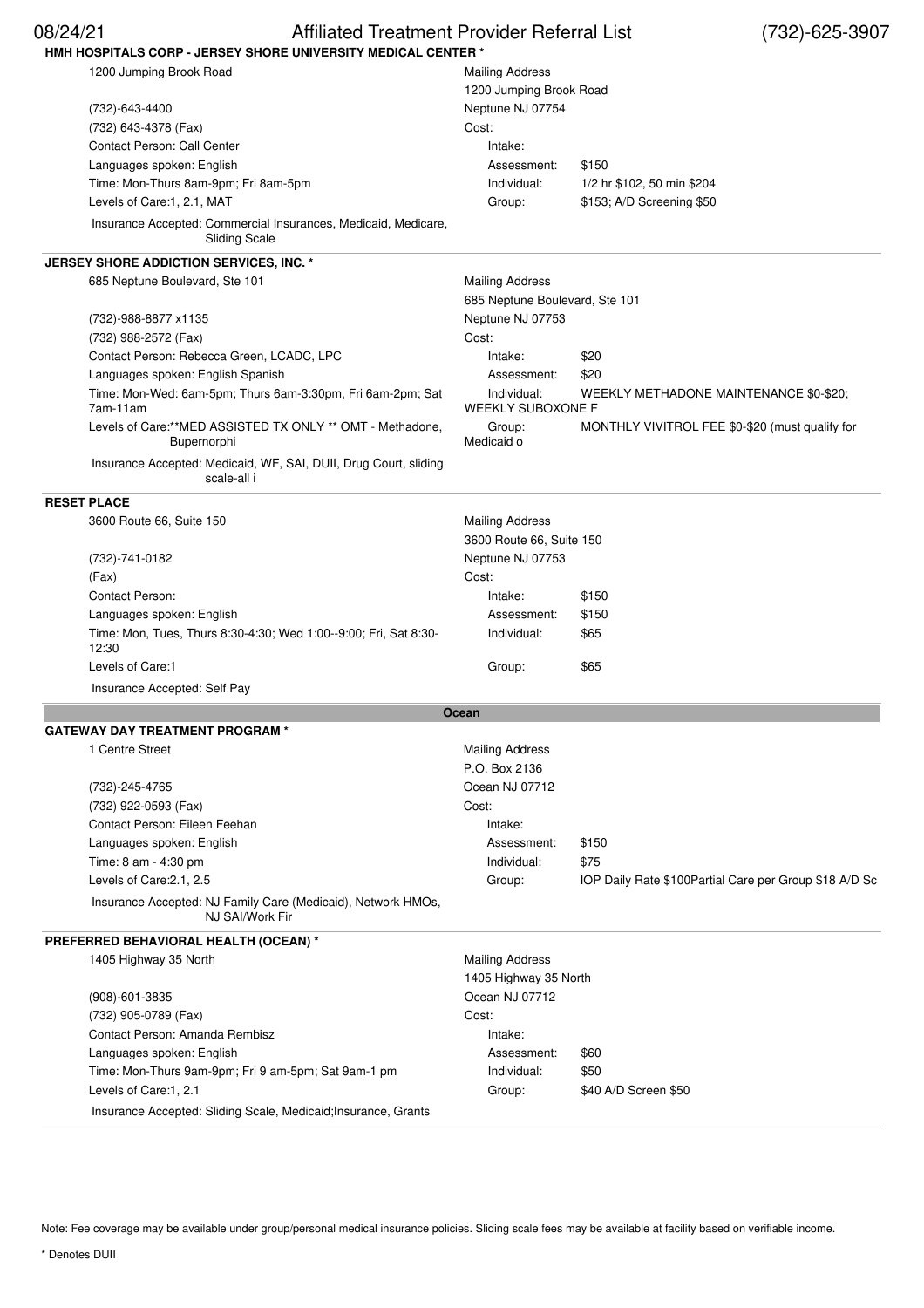**HMH HOSPITALS CORP - JERSEY SHORE UNIVERSITY MEDICAL CENTER ***

1200 Jumping Brook Road
(732)-643-4400
(732) 643-4378 (Fax)
Contact Person: Call Center
Languages spoken: English
Time: Mon-Thurs 8am-9pm; Fri 8am-5pm
Levels of Care:1, 2.1, MAT
Insurance Accepted: Commercial Insurances, Medicaid, Medicare, Sliding Scale

Mailing Address
1200 Jumping Brook Road
Neptune NJ 07754

Cost:

| | |
|---|---|
| Intake: | |
| Assessment: | $150 |
| Individual: | 1/2 hr $102, 50 min $204 |
| Group: | $153; A/D Screening $50 |

**JERSEY SHORE ADDICTION SERVICES, INC. ***

685 Neptune Boulevard, Ste 101
(732)-988-8877 x1135
(732) 988-2572 (Fax)
Contact Person: Rebecca Green, LCADC, LPC
Languages spoken: English Spanish
Time: Mon-Wed: 6am-5pm; Thurs 6am-3:30pm, Fri 6am-2pm; Sat 7am-11am
Levels of Care:**MED ASSISTED TX ONLY ** OMT - Methadone, Bupernorphi
Insurance Accepted: Medicaid, WF, SAI, DUII, Drug Court, sliding scale-all i

Mailing Address
685 Neptune Boulevard, Ste 101
Neptune NJ 07753

Cost:

| | |
|---|---|
| Intake: | $20 |
| Assessment: | $20 |
| Individual: | WEEKLY METHADONE MAINTENANCE $0-$20; WEEKLY SUBOXONE F |
| Group: | MONTHLY VIVITROL FEE $0-$20 (must qualify for Medicaid o |

**RESET PLACE**

3600 Route 66, Suite 150
(732)-741-0182
(Fax)
Contact Person:
Languages spoken: English
Time: Mon, Tues, Thurs 8:30-4:30; Wed 1:00--9:00; Fri, Sat 8:30-12:30
Levels of Care:1
Insurance Accepted: Self Pay

Mailing Address
3600 Route 66, Suite 150
Neptune NJ 07753

Cost:

| | |
|---|---|
| Intake: | $150 |
| Assessment: | $150 |
| Individual: | $65 |
| Group: | $65 |

## Ocean

**GATEWAY DAY TREATMENT PROGRAM ***

1 Centre Street
(732)-245-4765
(732) 922-0593 (Fax)
Contact Person: Eileen Feehan
Languages spoken: English
Time: 8 am - 4:30 pm
Levels of Care:2.1, 2.5
Insurance Accepted: NJ Family Care (Medicaid), Network HMOs, NJ SAI/Work Fir

Mailing Address
P.O. Box 2136
Ocean NJ 07712

Cost:

| | |
|---|---|
| Intake: | |
| Assessment: | $150 |
| Individual: | $75 |
| Group: | IOP Daily Rate $100Partial Care per Group $18 A/D Sc |

**PREFERRED BEHAVIORAL HEALTH (OCEAN) ***

1405 Highway 35 North
(908)-601-3835
(732) 905-0789 (Fax)
Contact Person: Amanda Rembisz
Languages spoken: English
Time: Mon-Thurs 9am-9pm; Fri 9 am-5pm; Sat 9am-1 pm
Levels of Care:1, 2.1
Insurance Accepted: Sliding Scale, Medicaid;Insurance, Grants

Mailing Address
1405 Highway 35 North
Ocean NJ 07712

Cost:

| | |
|---|---|
| Intake: | |
| Assessment: | $60 |
| Individual: | $50 |
| Group: | $40 A/D Screen $50 |

Note: Fee coverage may be available under group/personal medical insurance policies. Sliding scale fees may be available at facility based on verifiable income.

* Denotes DUII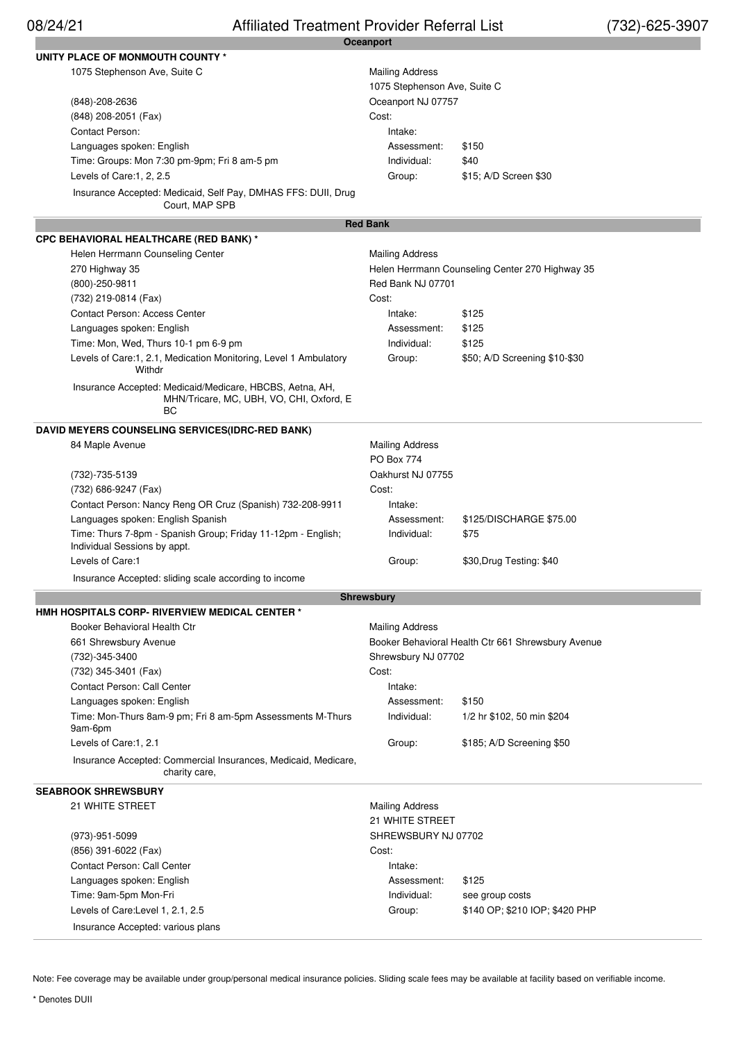## Oceanport

**UNITY PLACE OF MONMOUTH COUNTY \***

1075 Stephenson Ave, Suite C

(848)-208-2636
(848) 208-2051 (Fax)
Contact Person:
Languages spoken: English
Time: Groups: Mon 7:30 pm-9pm; Fri 8 am-5 pm
Levels of Care:1, 2, 2.5
Insurance Accepted: Medicaid, Self Pay, DMHAS FFS: DUII, Drug Court, MAP SPB

Mailing Address
1075 Stephenson Ave, Suite C
Oceanport NJ 07757

Cost:

| | |
|---|---|
| Intake: | |
| Assessment: | $150 |
| Individual: | $40 |
| Group: | $15; A/D Screen $30 |

## Red Bank

**CPC BEHAVIORAL HEALTHCARE (RED BANK) \***

Helen Herrmann Counseling Center
270 Highway 35
(800)-250-9811
(732) 219-0814 (Fax)
Contact Person: Access Center
Languages spoken: English
Time: Mon, Wed, Thurs 10-1 pm 6-9 pm
Levels of Care:1, 2.1, Medication Monitoring, Level 1 Ambulatory Withdr
Insurance Accepted: Medicaid/Medicare, HBCBS, Aetna, AH, MHN/Tricare, MC, UBH, VO, CHI, Oxford, E BC

Mailing Address
Helen Herrmann Counseling Center 270 Highway 35
Red Bank NJ 07701

Cost:

| | |
|---|---|
| Intake: | $125 |
| Assessment: | $125 |
| Individual: | $125 |
| Group: | $50; A/D Screening $10-$30 |

**DAVID MEYERS COUNSELING SERVICES(IDRC-RED BANK)**

84 Maple Avenue

(732)-735-5139
(732) 686-9247 (Fax)
Contact Person: Nancy Reng OR Cruz (Spanish) 732-208-9911
Languages spoken: English Spanish
Time: Thurs 7-8pm - Spanish Group; Friday 11-12pm - English; Individual Sessions by appt.
Levels of Care:1
Insurance Accepted: sliding scale according to income

Mailing Address
PO Box 774
Oakhurst NJ 07755

Cost:

| | |
|---|---|
| Intake: | |
| Assessment: | $125/DISCHARGE $75.00 |
| Individual: | $75 |
| Group: | $30,Drug Testing: $40 |

## Shrewsbury

**HMH HOSPITALS CORP- RIVERVIEW MEDICAL CENTER \***

Booker Behavioral Health Ctr
661 Shrewsbury Avenue
(732)-345-3400
(732) 345-3401 (Fax)
Contact Person: Call Center
Languages spoken: English
Time: Mon-Thurs 8am-9 pm; Fri 8 am-5pm Assessments M-Thurs 9am-6pm
Levels of Care:1, 2.1
Insurance Accepted: Commercial Insurances, Medicaid, Medicare, charity care,

Mailing Address
Booker Behavioral Health Ctr 661 Shrewsbury Avenue
Shrewsbury NJ 07702

Cost:

| | |
|---|---|
| Intake: | |
| Assessment: | $150 |
| Individual: | 1/2 hr $102, 50 min $204 |
| Group: | $185; A/D Screening $50 |

**SEABROOK SHREWSBURY**

21 WHITE STREET

(973)-951-5099
(856) 391-6022 (Fax)
Contact Person: Call Center
Languages spoken: English
Time: 9am-5pm Mon-Fri
Levels of Care:Level 1, 2.1, 2.5
Insurance Accepted: various plans

Mailing Address
21 WHITE STREET
SHREWSBURY NJ 07702

Cost:

| | |
|---|---|
| Intake: | |
| Assessment: | $125 |
| Individual: | see group costs |
| Group: | $140 OP; $210 IOP; $420 PHP |

Note: Fee coverage may be available under group/personal medical insurance policies. Sliding scale fees may be available at facility based on verifiable income.

\* Denotes DUII